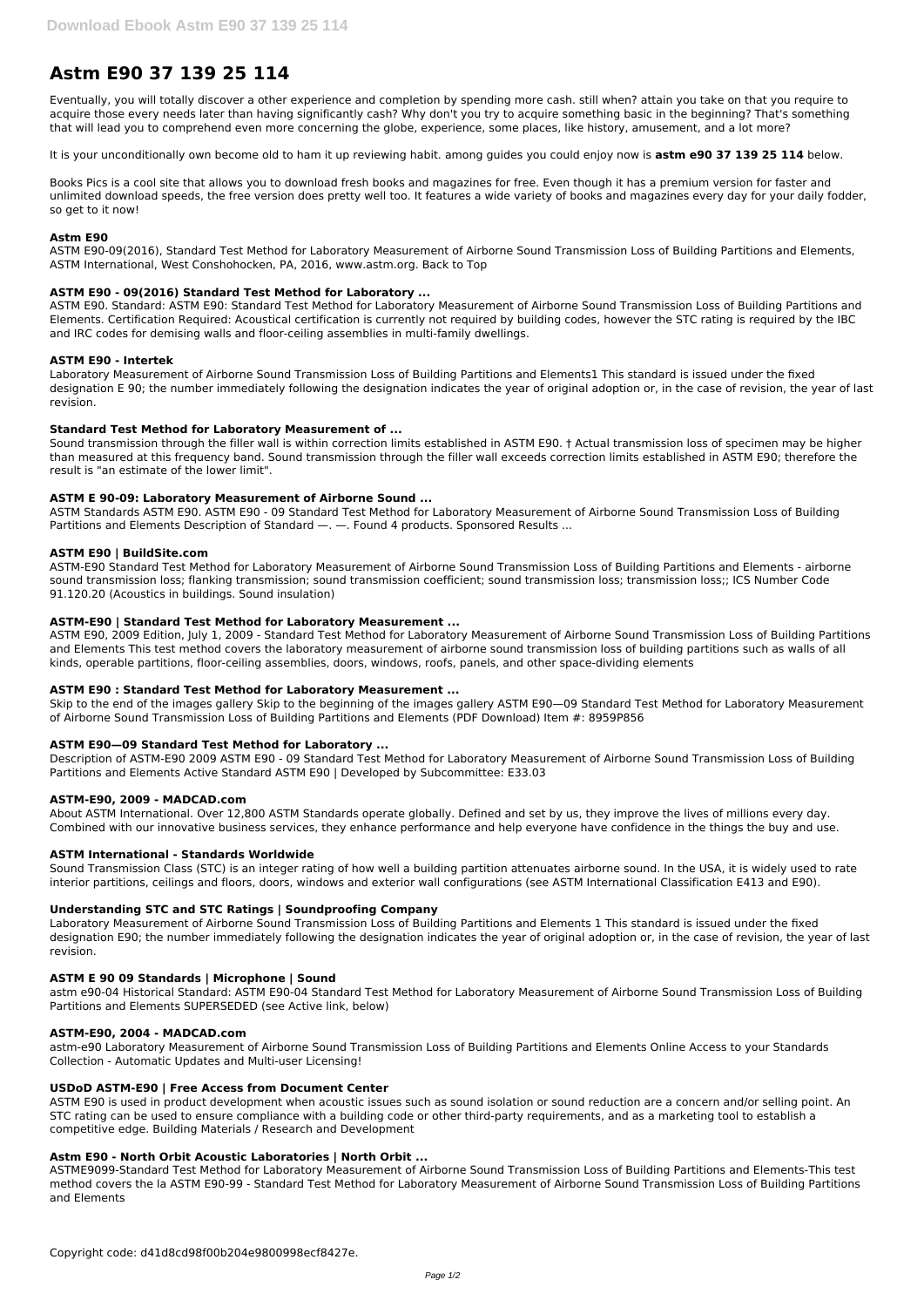# Astm E90 37 139 25 114

Eventually, you will totally discover a other experience and completion by spending more cash. still when? attain you take on that you require to acquire those every needs later than having significantly cash? Why don't you try to acquire something basic in the beginning? That's something that will lead you to comprehend even more concerning the globe, experience, some places, like history, amusement, and a lot more?

It is your unconditionally own become old to ham it up reviewing habit. among guides you could enjoy now is **astm e90 37 139 25 114** below.

Books Pics is a cool site that allows you to download fresh books and magazines for free. Even though it has a premium version for faster and unlimited download speeds, the free version does pretty well too. It features a wide variety of books and magazines every day for your daily fodder, so get to it now!

### Astm E90

ASTM E90-09(2016), Standard Test Method for Laboratory Measurement of Airborne Sound Transmission Loss of Building Partitions and Elements, ASTM International, West Conshohocken, PA, 2016, www.astm.org. Back to Top

### ASTM E90 - 09(2016) Standard Test Method for Laboratory ...

ASTM E90. Standard: ASTM E90: Standard Test Method for Laboratory Measurement of Airborne Sound Transmission Loss of Building Partitions and Elements. Certification Required: Acoustical certification is currently not required by building codes, however the STC rating is required by the IBC and IRC codes for demising walls and floor-ceiling assemblies in multi-family dwellings.

### ASTM E90 - Intertek

Laboratory Measurement of Airborne Sound Transmission Loss of Building Partitions and Elements1 This standard is issued under the fixed designation E 90; the number immediately following the designation indicates the year of original adoption or, in the case of revision, the year of last revision.

### Standard Test Method for Laboratory Measurement of ...

Sound transmission through the filler wall is within correction limits established in ASTM E90. † Actual transmission loss of specimen may be higher than measured at this frequency band. Sound transmission through the filler wall exceeds correction limits established in ASTM E90; therefore the result is "an estimate of the lower limit".

### ASTM E 90-09: Laboratory Measurement of Airborne Sound ...

ASTM Standards ASTM E90. ASTM E90 - 09 Standard Test Method for Laboratory Measurement of Airborne Sound Transmission Loss of Building Partitions and Elements Description of Standard —. —. Found 4 products. Sponsored Results ...

### ASTM E90 | BuildSite.com

ASTM-E90 Standard Test Method for Laboratory Measurement of Airborne Sound Transmission Loss of Building Partitions and Elements - airborne sound transmission loss; flanking transmission; sound transmission coefficient; sound transmission loss; transmission loss;; ICS Number Code 91.120.20 (Acoustics in buildings. Sound insulation)

### ASTM-E90 | Standard Test Method for Laboratory Measurement ...

ASTM E90, 2009 Edition, July 1, 2009 - Standard Test Method for Laboratory Measurement of Airborne Sound Transmission Loss of Building Partitions and Elements This test method covers the laboratory measurement of airborne sound transmission loss of building partitions such as walls of all kinds, operable partitions, floor-ceiling assemblies, doors, windows, roofs, panels, and other space-dividing elements

### ASTM E90 : Standard Test Method for Laboratory Measurement ...

Skip to the end of the images gallery Skip to the beginning of the images gallery ASTM E90—09 Standard Test Method for Laboratory Measurement of Airborne Sound Transmission Loss of Building Partitions and Elements (PDF Download) Item #: 8959P856

### ASTM E90—09 Standard Test Method for Laboratory ...

Description of ASTM-E90 2009 ASTM E90 - 09 Standard Test Method for Laboratory Measurement of Airborne Sound Transmission Loss of Building Partitions and Elements Active Standard ASTM E90 | Developed by Subcommittee: E33.03

### ASTM-E90, 2009 - MADCAD.com

About ASTM International. Over 12,800 ASTM Standards operate globally. Defined and set by us, they improve the lives of millions every day. Combined with our innovative business services, they enhance performance and help everyone have confidence in the things the buy and use.

### ASTM International - Standards Worldwide

Sound Transmission Class (STC) is an integer rating of how well a building partition attenuates airborne sound. In the USA, it is widely used to rate interior partitions, ceilings and floors, doors, windows and exterior wall configurations (see ASTM International Classification E413 and E90).

### Understanding STC and STC Ratings | Soundproofing Company

Laboratory Measurement of Airborne Sound Transmission Loss of Building Partitions and Elements 1 This standard is issued under the fixed designation E90; the number immediately following the designation indicates the year of original adoption or, in the case of revision, the year of last revision.

### ASTM E 90 09 Standards | Microphone | Sound

astm e90-04 Historical Standard: ASTM E90-04 Standard Test Method for Laboratory Measurement of Airborne Sound Transmission Loss of Building Partitions and Elements SUPERSEDED (see Active link, below)

### ASTM-E90, 2004 - MADCAD.com

astm-e90 Laboratory Measurement of Airborne Sound Transmission Loss of Building Partitions and Elements Online Access to your Standards Collection - Automatic Updates and Multi-user Licensing!

### USDoD ASTM-E90 | Free Access from Document Center

ASTM E90 is used in product development when acoustic issues such as sound isolation or sound reduction are a concern and/or selling point. An STC rating can be used to ensure compliance with a building code or other third-party requirements, and as a marketing tool to establish a competitive edge. Building Materials / Research and Development

### Astm E90 - North Orbit Acoustic Laboratories | North Orbit ...

ASTME9099-Standard Test Method for Laboratory Measurement of Airborne Sound Transmission Loss of Building Partitions and Elements-This test method covers the la ASTM E90-99 - Standard Test Method for Laboratory Measurement of Airborne Sound Transmission Loss of Building Partitions and Elements

Copyright code: d41d8cd98f00b204e9800998ecf8427e.